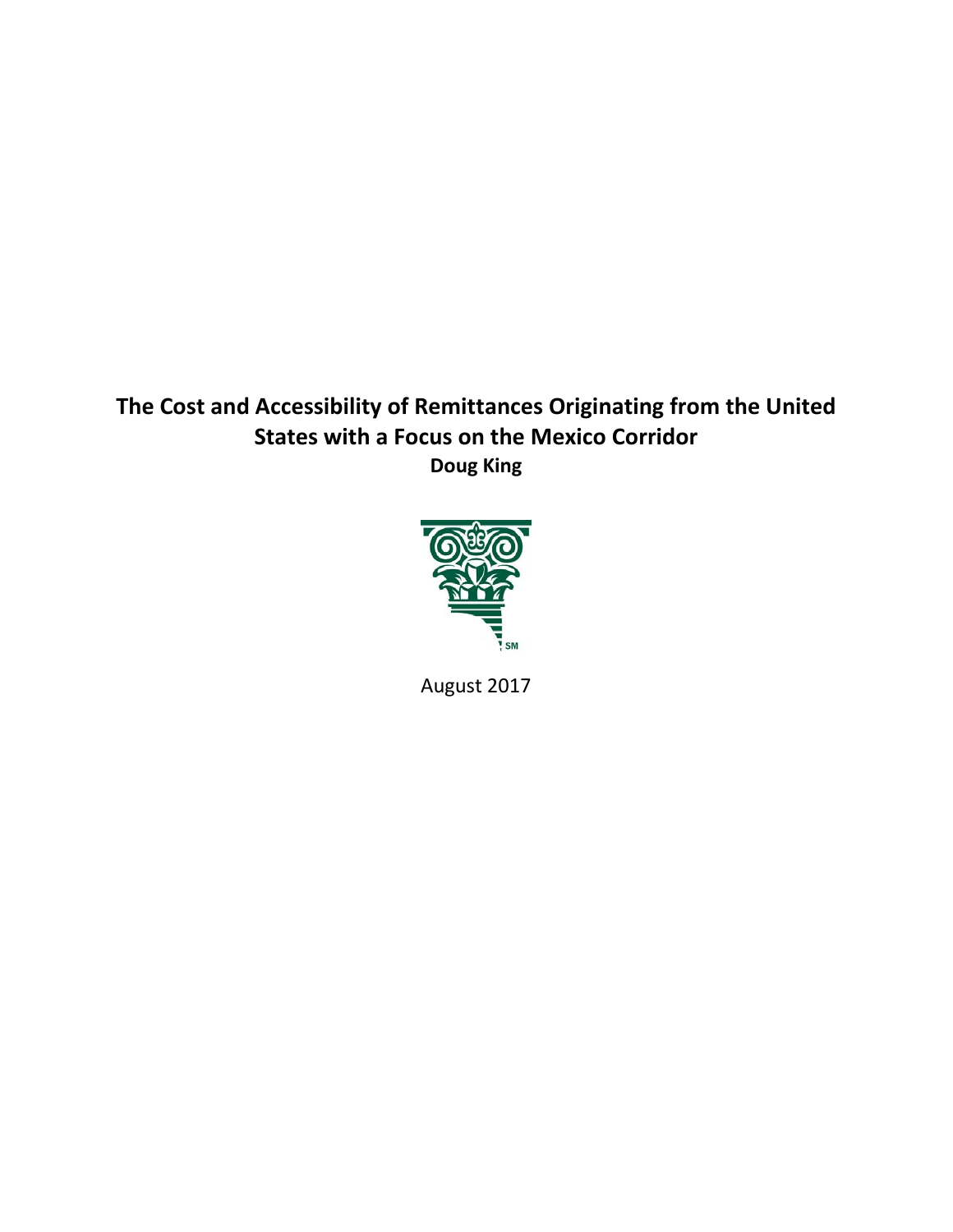# The Cost and Accessibility of Remittances Originating from the United States with a Focus on the Mexico Corridor

**Doug King**

August 2017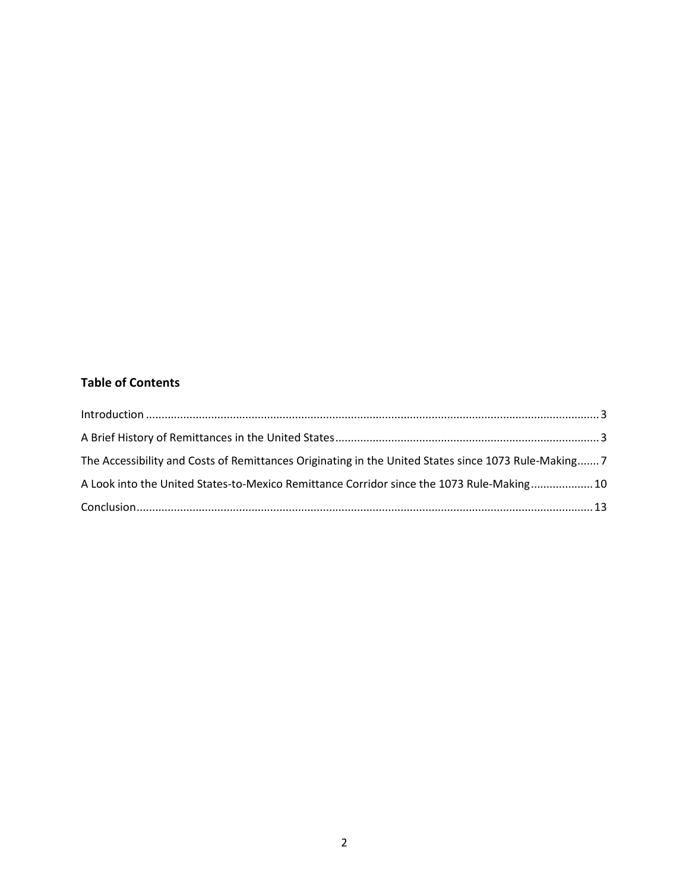**Table of Contents**

Introduction ........................................................................................................................................ 3

A Brief History of Remittances in the United States ........................................................................ 3

The Accessibility and Costs of Remittances Originating in the United States since 1073 Rule-Making ....... 7

A Look into the United States-to-Mexico Remittance Corridor since the 1073 Rule-Making .................... 10

Conclusion ......................................................................................................................................... 13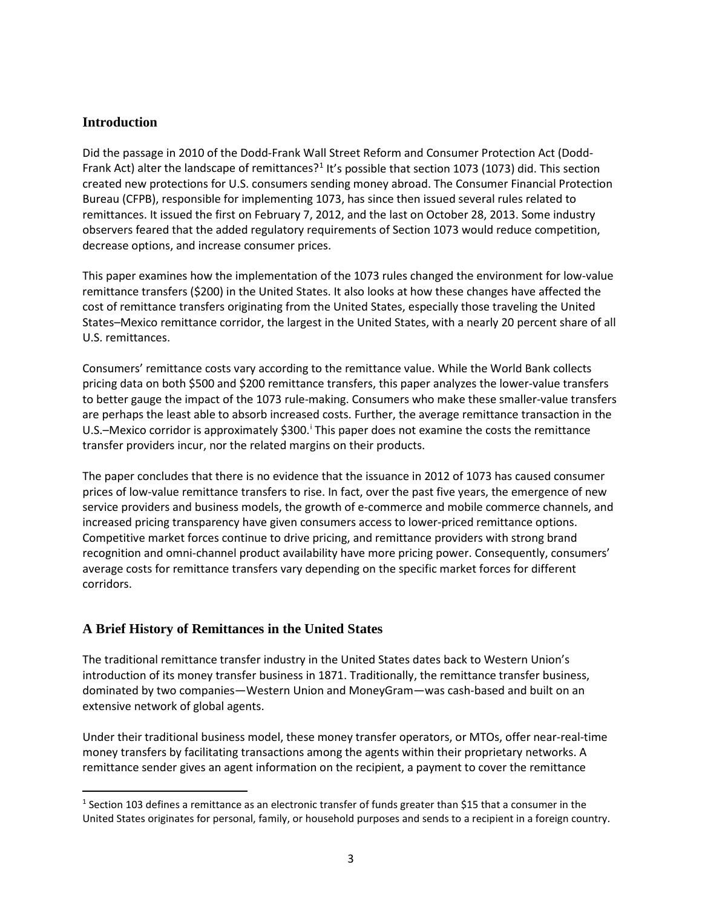## Introduction

Did the passage in 2010 of the Dodd-Frank Wall Street Reform and Consumer Protection Act (Dodd-Frank Act) alter the landscape of remittances?[1] It's possible that section 1073 (1073) did. This section created new protections for U.S. consumers sending money abroad. The Consumer Financial Protection Bureau (CFPB), responsible for implementing 1073, has since then issued several rules related to remittances. It issued the first on February 7, 2012, and the last on October 28, 2013. Some industry observers feared that the added regulatory requirements of Section 1073 would reduce competition, decrease options, and increase consumer prices.

This paper examines how the implementation of the 1073 rules changed the environment for low-value remittance transfers ($200) in the United States. It also looks at how these changes have affected the cost of remittance transfers originating from the United States, especially those traveling the United States–Mexico remittance corridor, the largest in the United States, with a nearly 20 percent share of all U.S. remittances.

Consumers' remittance costs vary according to the remittance value. While the World Bank collects pricing data on both $500 and $200 remittance transfers, this paper analyzes the lower-value transfers to better gauge the impact of the 1073 rule-making. Consumers who make these smaller-value transfers are perhaps the least able to absorb increased costs. Further, the average remittance transaction in the U.S.–Mexico corridor is approximately $300.[i] This paper does not examine the costs the remittance transfer providers incur, nor the related margins on their products.

The paper concludes that there is no evidence that the issuance in 2012 of 1073 has caused consumer prices of low-value remittance transfers to rise. In fact, over the past five years, the emergence of new service providers and business models, the growth of e-commerce and mobile commerce channels, and increased pricing transparency have given consumers access to lower-priced remittance options. Competitive market forces continue to drive pricing, and remittance providers with strong brand recognition and omni-channel product availability have more pricing power. Consequently, consumers' average costs for remittance transfers vary depending on the specific market forces for different corridors.

## A Brief History of Remittances in the United States

The traditional remittance transfer industry in the United States dates back to Western Union's introduction of its money transfer business in 1871. Traditionally, the remittance transfer business, dominated by two companies—Western Union and MoneyGram—was cash-based and built on an extensive network of global agents.

Under their traditional business model, these money transfer operators, or MTOs, offer near-real-time money transfers by facilitating transactions among the agents within their proprietary networks. A remittance sender gives an agent information on the recipient, a payment to cover the remittance

[1] Section 103 defines a remittance as an electronic transfer of funds greater than $15 that a consumer in the United States originates for personal, family, or household purposes and sends to a recipient in a foreign country.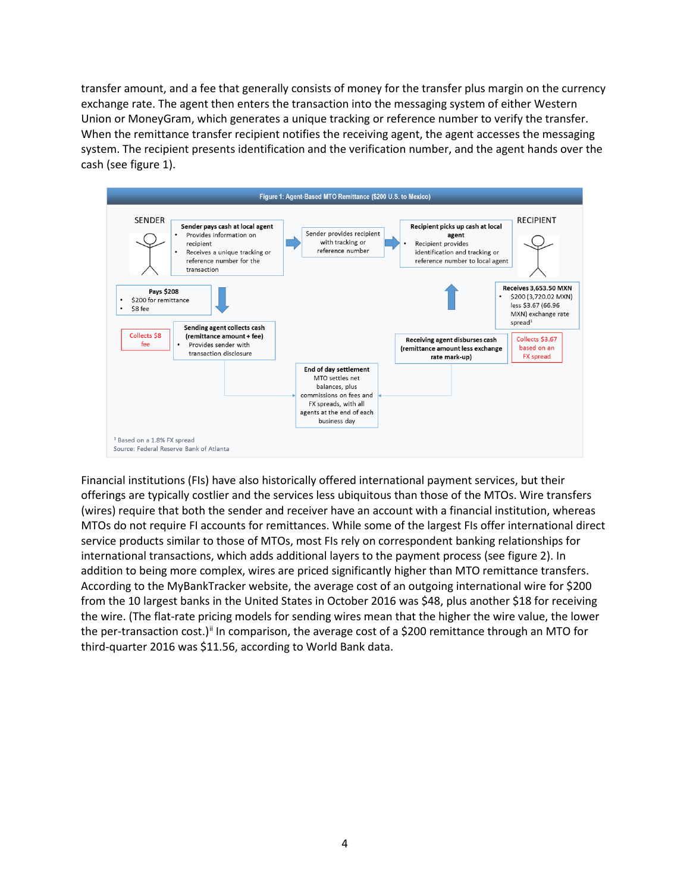transfer amount, and a fee that generally consists of money for the transfer plus margin on the currency exchange rate. The agent then enters the transaction into the messaging system of either Western Union or MoneyGram, which generates a unique tracking or reference number to verify the transfer. When the remittance transfer recipient notifies the receiving agent, the agent accesses the messaging system. The recipient presents identification and the verification number, and the agent hands over the cash (see figure 1).

**Figure 1: Agent-Based MTO Remittance ($200 U.S. to Mexico)**

SENDER

**Sender pays cash at local agent**
- Provides information on recipient
- Receives a unique tracking or reference number for the transaction

Sender provides recipient with tracking or reference number

**Recipient picks up cash at local agent**
- Recipient provides identification and tracking or reference number to local agent

RECIPIENT

**Pays $208**
- $200 for remittance
- $8 fee

**Receives 3,653.50 MXN**
- $200 (3,720.02 MXN) less $3.67 (66.96 MXN) exchange rate spread[1]

Collects $8 fee

**Sending agent collects cash (remittance amount + fee)**
- Provides sender with transaction disclosure

**Receiving agent disburses cash (remittance amount less exchange rate mark-up)**

Collects $3.67 based on an FX spread

**End of day settlement**
MTO settles net balances, plus commissions on fees and FX spreads, with all agents at the end of each business day

[1] Based on a 1.8% FX spread
Source: Federal Reserve Bank of Atlanta

Financial institutions (FIs) have also historically offered international payment services, but their offerings are typically costlier and the services less ubiquitous than those of the MTOs. Wire transfers (wires) require that both the sender and receiver have an account with a financial institution, whereas MTOs do not require FI accounts for remittances. While some of the largest FIs offer international direct service products similar to those of MTOs, most FIs rely on correspondent banking relationships for international transactions, which adds additional layers to the payment process (see figure 2). In addition to being more complex, wires are priced significantly higher than MTO remittance transfers. According to the MyBankTracker website, the average cost of an outgoing international wire for $200 from the 10 largest banks in the United States in October 2016 was $48, plus another $18 for receiving the wire. (The flat-rate pricing models for sending wires mean that the higher the wire value, the lower the per-transaction cost.)[ii] In comparison, the average cost of a $200 remittance through an MTO for third-quarter 2016 was $11.56, according to World Bank data.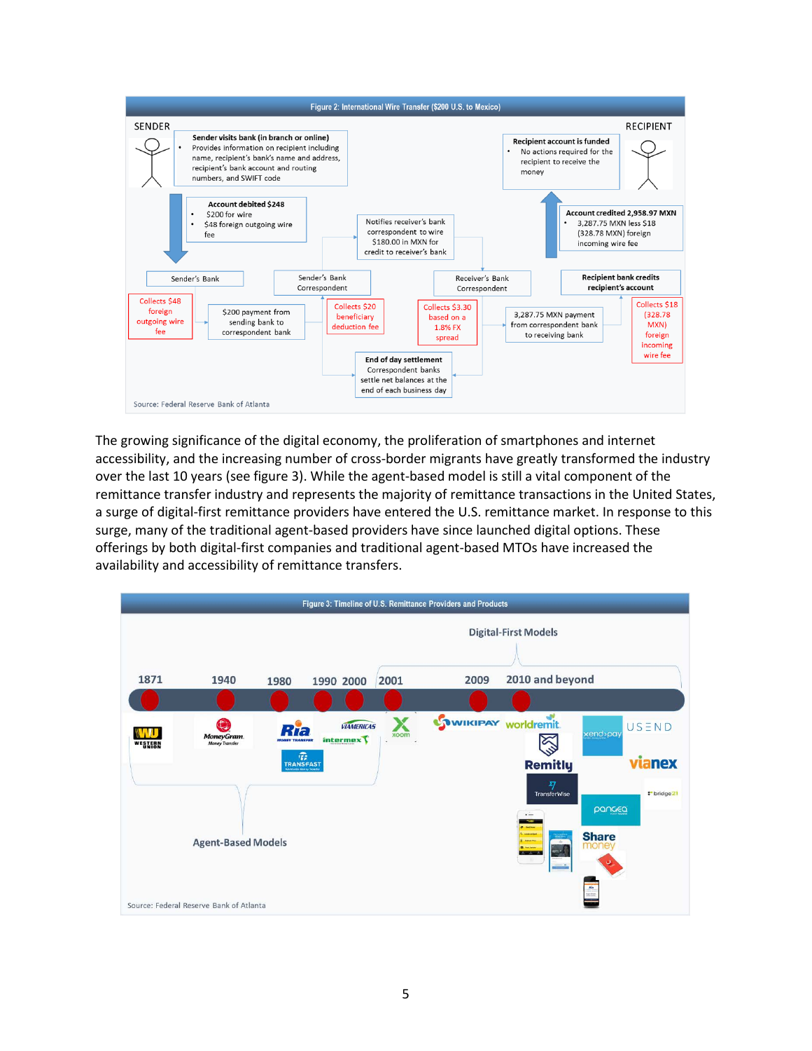**Figure 2: International Wire Transfer ($200 U.S. to Mexico)**

SENDER

**Sender visits bank (in branch or online)**
- Provides information on recipient including name, recipient's bank's name and address, recipient's bank account and routing numbers, and SWIFT code

**Account debited $248**
- $200 for wire
- $48 foreign outgoing wire fee

Sender's Bank

Collects $48 foreign outgoing wire fee

$200 payment from sending bank to correspondent bank

Sender's Bank Correspondent

Collects $20 beneficiary deduction fee

Notifies receiver's bank correspondent to wire $180.00 in MXN for credit to receiver's bank

**End of day settlement**
Correspondent banks settle net balances at the end of each business day

Receiver's Bank Correspondent

Collects $3.30 based on a 1.8% FX spread

3,287.75 MXN payment from correspondent bank to receiving bank

**Recipient bank credits recipient's account**

Collects $18 (328.78 MXN) foreign incoming wire fee

**Account credited 2,958.97 MXN**
- 3,287.75 MXN less $18 (328.78 MXN) foreign incoming wire fee

**Recipient account is funded**
- No actions required for the recipient to receive the money

RECIPIENT

Source: Federal Reserve Bank of Atlanta

The growing significance of the digital economy, the proliferation of smartphones and internet accessibility, and the increasing number of cross-border migrants have greatly transformed the industry over the last 10 years (see figure 3). While the agent-based model is still a vital component of the remittance transfer industry and represents the majority of remittance transactions in the United States, a surge of digital-first remittance providers have entered the U.S. remittance market. In response to this surge, many of the traditional agent-based providers have since launched digital options. These offerings by both digital-first companies and traditional agent-based MTOs have increased the availability and accessibility of remittance transfers.

**Figure 3: Timeline of U.S. Remittance Providers and Products**

Digital-First Models

1871 — Western Union
1940 — MoneyGram
1980 — Ria, Transfast
1990 — Viamericas
2000 — Intermex
2001 — Xoom
2009 — Wikipay
2010 and beyond — WorldRemit, Remitly, TransferWise, Xendpay, USEND, Vianex, Bridge21, Pangea, Share Money

Agent-Based Models

Source: Federal Reserve Bank of Atlanta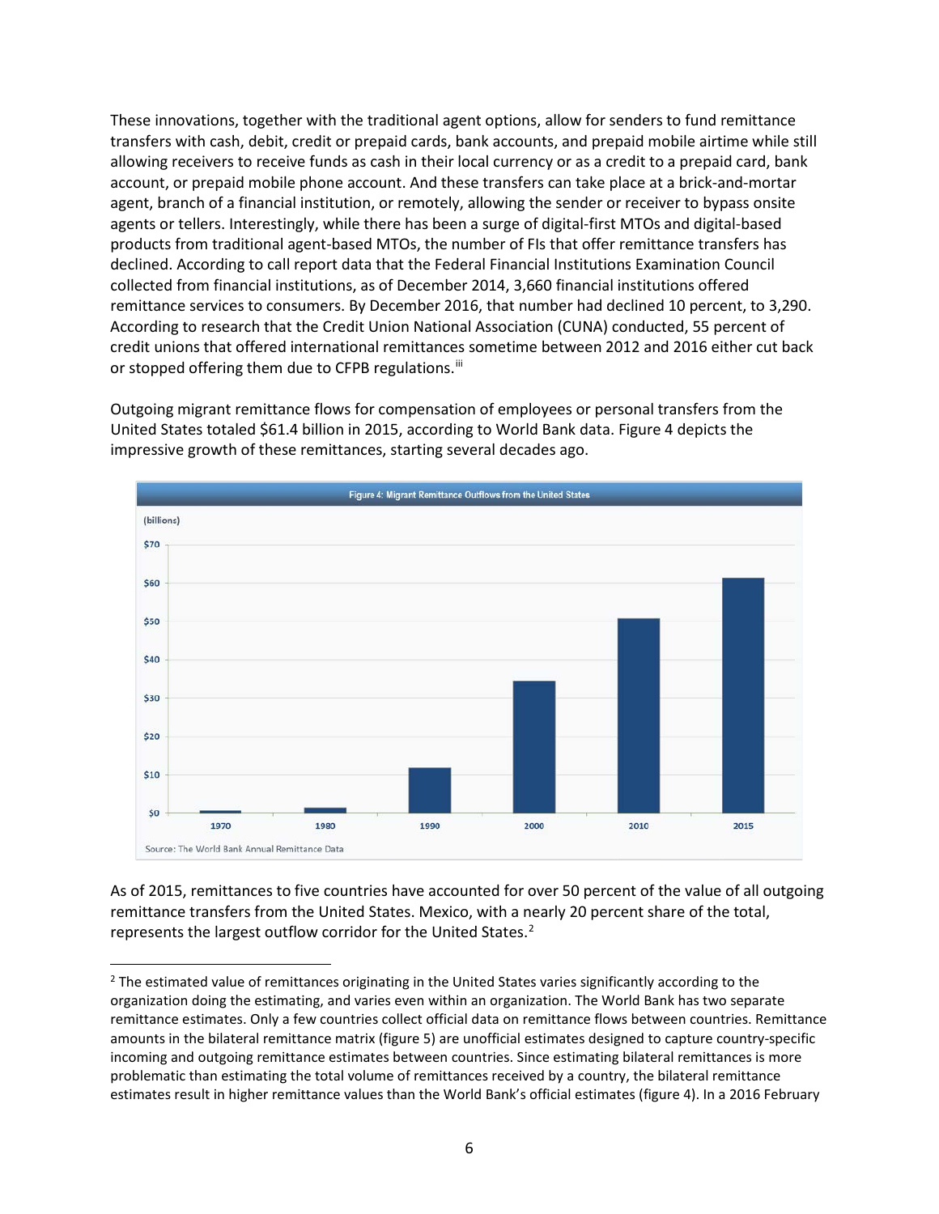These innovations, together with the traditional agent options, allow for senders to fund remittance transfers with cash, debit, credit or prepaid cards, bank accounts, and prepaid mobile airtime while still allowing receivers to receive funds as cash in their local currency or as a credit to a prepaid card, bank account, or prepaid mobile phone account. And these transfers can take place at a brick-and-mortar agent, branch of a financial institution, or remotely, allowing the sender or receiver to bypass onsite agents or tellers. Interestingly, while there has been a surge of digital-first MTOs and digital-based products from traditional agent-based MTOs, the number of FIs that offer remittance transfers has declined. According to call report data that the Federal Financial Institutions Examination Council collected from financial institutions, as of December 2014, 3,660 financial institutions offered remittance services to consumers. By December 2016, that number had declined 10 percent, to 3,290. According to research that the Credit Union National Association (CUNA) conducted, 55 percent of credit unions that offered international remittances sometime between 2012 and 2016 either cut back or stopped offering them due to CFPB regulations.[iii]

Outgoing migrant remittance flows for compensation of employees or personal transfers from the United States totaled $61.4 billion in 2015, according to World Bank data. Figure 4 depicts the impressive growth of these remittances, starting several decades ago.

**Figure 4: Migrant Remittance Outflows from the United States**

(billions)

| Year | Approximate value |
|---|---|
| 1970 | ~$0.6 |
| 1980 | ~$1.2 |
| 1990 | ~$12 |
| 2000 | ~$34.5 |
| 2010 | ~$51 |
| 2015 | ~$61.4 |

Source: The World Bank Annual Remittance Data

As of 2015, remittances to five countries have accounted for over 50 percent of the value of all outgoing remittance transfers from the United States. Mexico, with a nearly 20 percent share of the total, represents the largest outflow corridor for the United States.[2]

[2] The estimated value of remittances originating in the United States varies significantly according to the organization doing the estimating, and varies even within an organization. The World Bank has two separate remittance estimates. Only a few countries collect official data on remittance flows between countries. Remittance amounts in the bilateral remittance matrix (figure 5) are unofficial estimates designed to capture country-specific incoming and outgoing remittance estimates between countries. Since estimating bilateral remittances is more problematic than estimating the total volume of remittances received by a country, the bilateral remittance estimates result in higher remittance values than the World Bank's official estimates (figure 4). In a 2016 February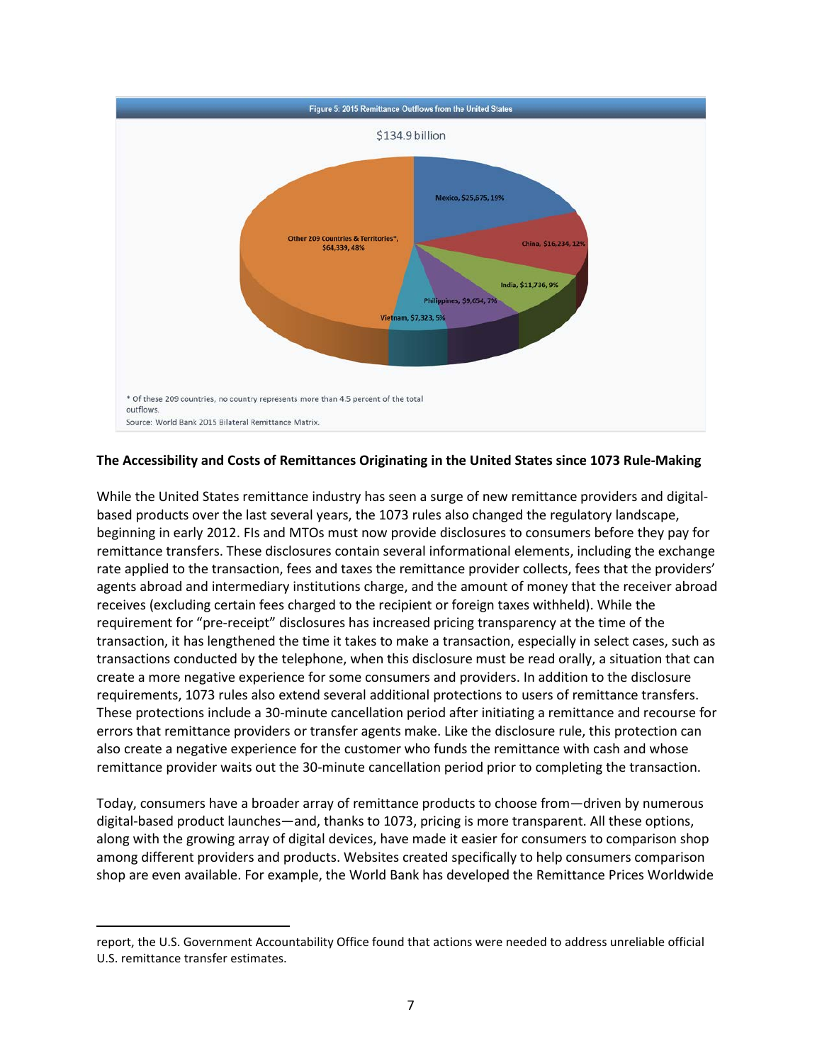Figure 5: 2015 Remittance Outflows from the United States

$134.9 billion

Mexico, $25,575, 19%

China, $16,234, 12%

India, $11,736, 9%

Philippines, $9,654, 7%

Vietnam, $7,323, 5%

Other 209 Countries & Territories*, $64,339, 48%

* Of these 209 countries, no country represents more than 4.5 percent of the total outflows.

Source: World Bank 2015 Bilateral Remittance Matrix.

**The Accessibility and Costs of Remittances Originating in the United States since 1073 Rule-Making**

While the United States remittance industry has seen a surge of new remittance providers and digital-based products over the last several years, the 1073 rules also changed the regulatory landscape, beginning in early 2012. FIs and MTOs must now provide disclosures to consumers before they pay for remittance transfers. These disclosures contain several informational elements, including the exchange rate applied to the transaction, fees and taxes the remittance provider collects, fees that the providers' agents abroad and intermediary institutions charge, and the amount of money that the receiver abroad receives (excluding certain fees charged to the recipient or foreign taxes withheld). While the requirement for "pre-receipt" disclosures has increased pricing transparency at the time of the transaction, it has lengthened the time it takes to make a transaction, especially in select cases, such as transactions conducted by the telephone, when this disclosure must be read orally, a situation that can create a more negative experience for some consumers and providers. In addition to the disclosure requirements, 1073 rules also extend several additional protections to users of remittance transfers. These protections include a 30-minute cancellation period after initiating a remittance and recourse for errors that remittance providers or transfer agents make. Like the disclosure rule, this protection can also create a negative experience for the customer who funds the remittance with cash and whose remittance provider waits out the 30-minute cancellation period prior to completing the transaction.

Today, consumers have a broader array of remittance products to choose from—driven by numerous digital-based product launches—and, thanks to 1073, pricing is more transparent. All these options, along with the growing array of digital devices, have made it easier for consumers to comparison shop among different providers and products. Websites created specifically to help consumers comparison shop are even available. For example, the World Bank has developed the Remittance Prices Worldwide

---

report, the U.S. Government Accountability Office found that actions were needed to address unreliable official U.S. remittance transfer estimates.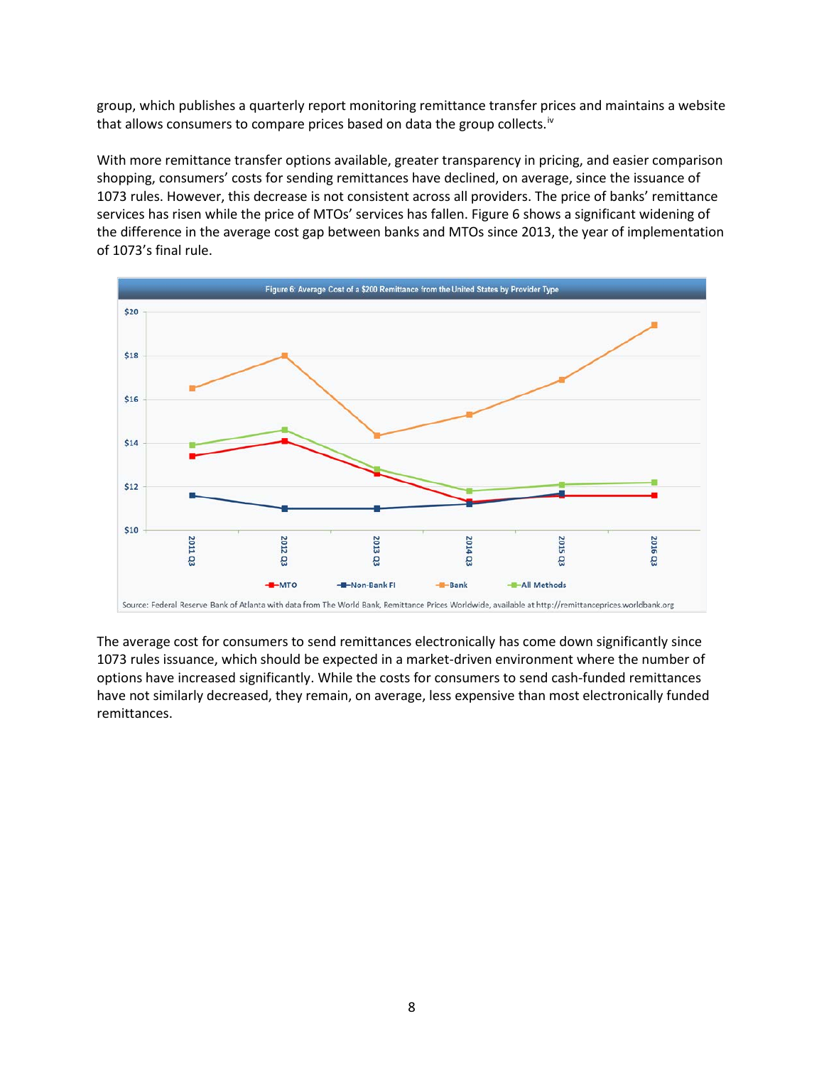group, which publishes a quarterly report monitoring remittance transfer prices and maintains a website that allows consumers to compare prices based on data the group collects.[iv]

With more remittance transfer options available, greater transparency in pricing, and easier comparison shopping, consumers' costs for sending remittances have declined, on average, since the issuance of 1073 rules. However, this decrease is not consistent across all providers. The price of banks' remittance services has risen while the price of MTOs' services has fallen. Figure 6 shows a significant widening of the difference in the average cost gap between banks and MTOs since 2013, the year of implementation of 1073's final rule.

Figure 6: Average Cost of a $200 Remittance from the United States by Provider Type

Source: Federal Reserve Bank of Atlanta with data from The World Bank, Remittance Prices Worldwide, available at http://remittanceprices.worldbank.org

The average cost for consumers to send remittances electronically has come down significantly since 1073 rules issuance, which should be expected in a market-driven environment where the number of options have increased significantly. While the costs for consumers to send cash-funded remittances have not similarly decreased, they remain, on average, less expensive than most electronically funded remittances.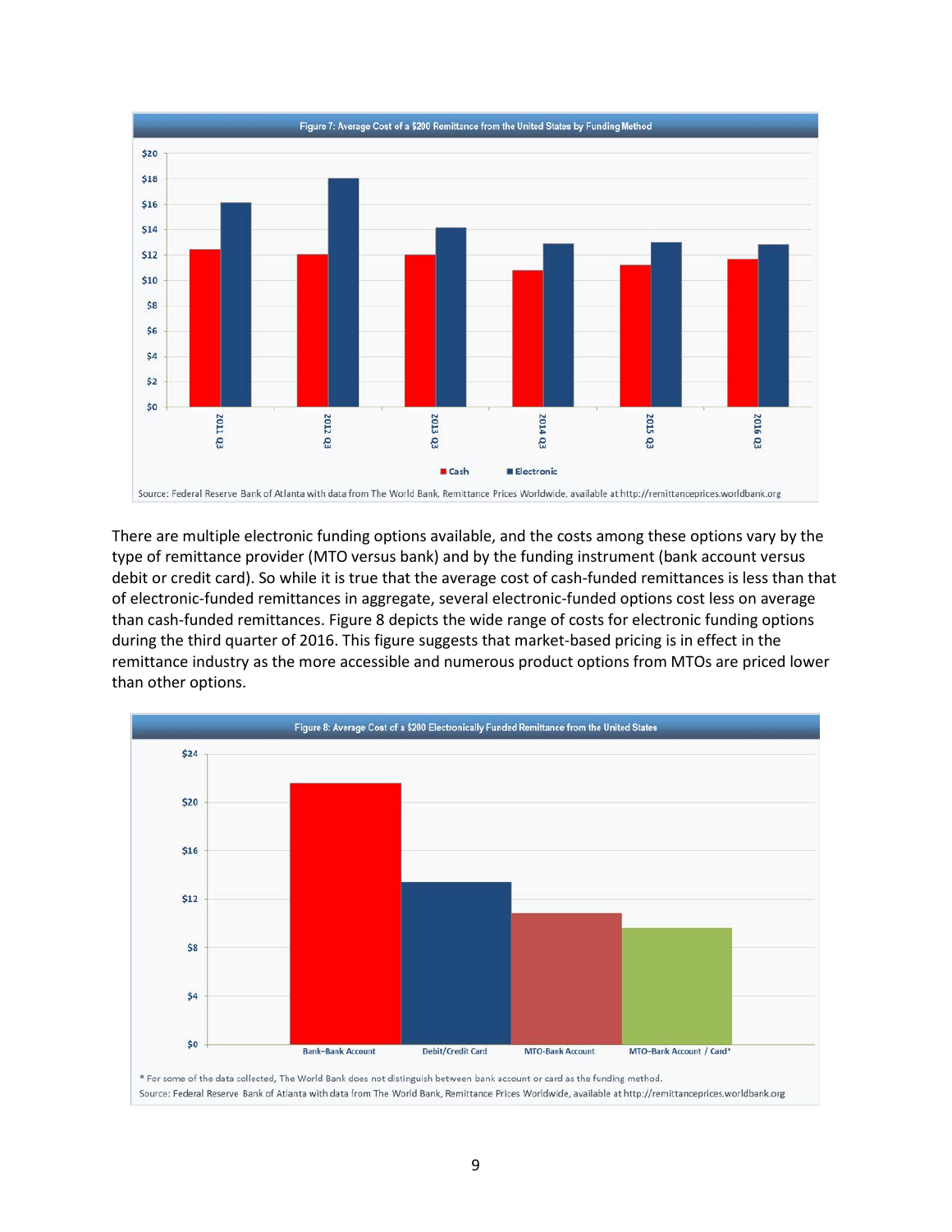Figure 7: Average Cost of a $200 Remittance from the United States by Funding Method

Source: Federal Reserve Bank of Atlanta with data from The World Bank, Remittance Prices Worldwide, available at http://remittanceprices.worldbank.org

There are multiple electronic funding options available, and the costs among these options vary by the type of remittance provider (MTO versus bank) and by the funding instrument (bank account versus debit or credit card). So while it is true that the average cost of cash-funded remittances is less than that of electronic-funded remittances in aggregate, several electronic-funded options cost less on average than cash-funded remittances. Figure 8 depicts the wide range of costs for electronic funding options during the third quarter of 2016. This figure suggests that market-based pricing is in effect in the remittance industry as the more accessible and numerous product options from MTOs are priced lower than other options.

Figure 8: Average Cost of a $200 Electronically Funded Remittance from the United States

* For some of the data collected, The World Bank does not distinguish between bank account or card as the funding method.

Source: Federal Reserve Bank of Atlanta with data from The World Bank, Remittance Prices Worldwide, available at http://remittanceprices.worldbank.org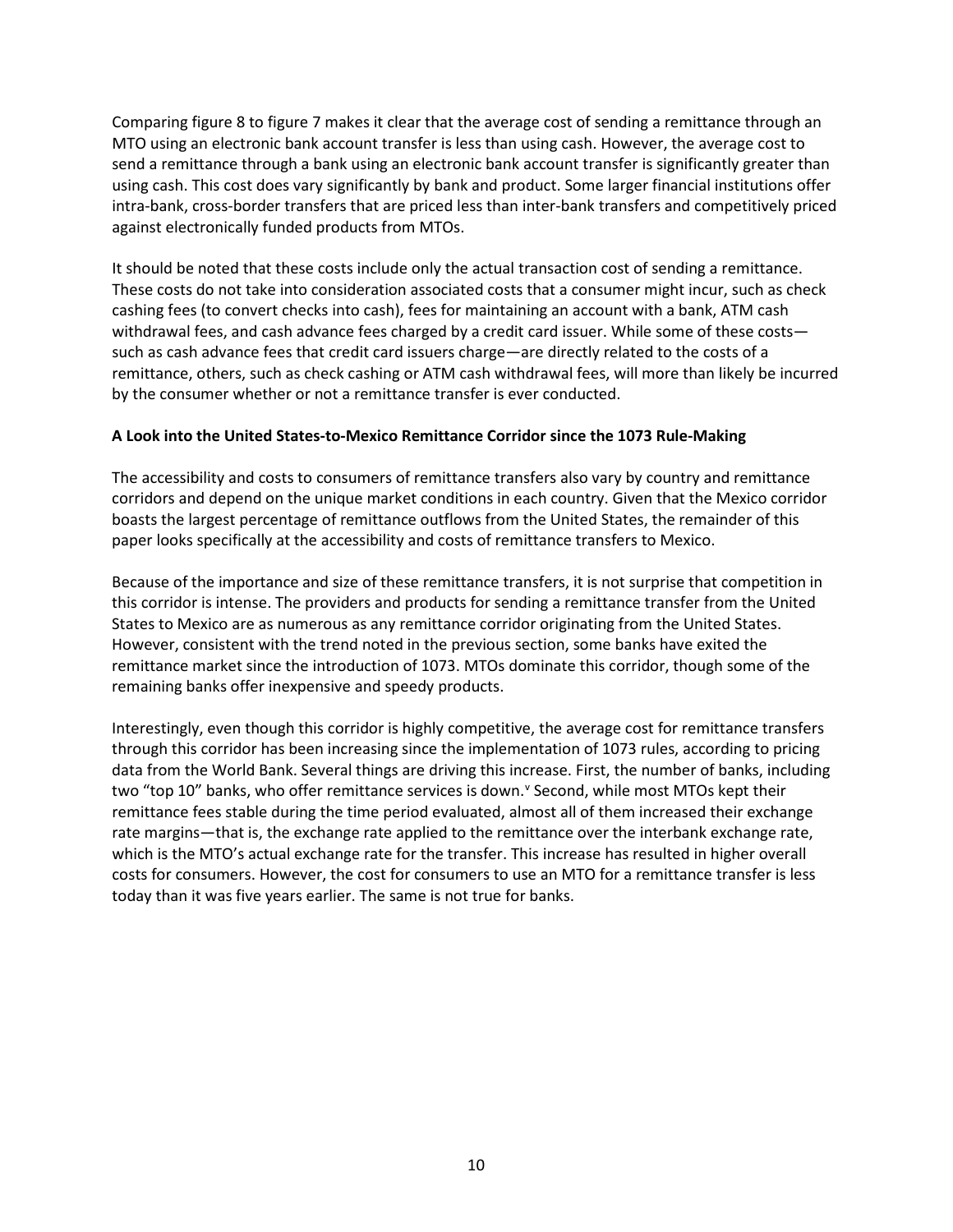Comparing figure 8 to figure 7 makes it clear that the average cost of sending a remittance through an MTO using an electronic bank account transfer is less than using cash. However, the average cost to send a remittance through a bank using an electronic bank account transfer is significantly greater than using cash. This cost does vary significantly by bank and product. Some larger financial institutions offer intra-bank, cross-border transfers that are priced less than inter-bank transfers and competitively priced against electronically funded products from MTOs.

It should be noted that these costs include only the actual transaction cost of sending a remittance. These costs do not take into consideration associated costs that a consumer might incur, such as check cashing fees (to convert checks into cash), fees for maintaining an account with a bank, ATM cash withdrawal fees, and cash advance fees charged by a credit card issuer. While some of these costs—such as cash advance fees that credit card issuers charge—are directly related to the costs of a remittance, others, such as check cashing or ATM cash withdrawal fees, will more than likely be incurred by the consumer whether or not a remittance transfer is ever conducted.

**A Look into the United States-to-Mexico Remittance Corridor since the 1073 Rule-Making**

The accessibility and costs to consumers of remittance transfers also vary by country and remittance corridors and depend on the unique market conditions in each country. Given that the Mexico corridor boasts the largest percentage of remittance outflows from the United States, the remainder of this paper looks specifically at the accessibility and costs of remittance transfers to Mexico.

Because of the importance and size of these remittance transfers, it is not surprise that competition in this corridor is intense. The providers and products for sending a remittance transfer from the United States to Mexico are as numerous as any remittance corridor originating from the United States. However, consistent with the trend noted in the previous section, some banks have exited the remittance market since the introduction of 1073. MTOs dominate this corridor, though some of the remaining banks offer inexpensive and speedy products.

Interestingly, even though this corridor is highly competitive, the average cost for remittance transfers through this corridor has been increasing since the implementation of 1073 rules, according to pricing data from the World Bank. Several things are driving this increase. First, the number of banks, including two "top 10" banks, who offer remittance services is down.[v] Second, while most MTOs kept their remittance fees stable during the time period evaluated, almost all of them increased their exchange rate margins—that is, the exchange rate applied to the remittance over the interbank exchange rate, which is the MTO's actual exchange rate for the transfer. This increase has resulted in higher overall costs for consumers. However, the cost for consumers to use an MTO for a remittance transfer is less today than it was five years earlier. The same is not true for banks.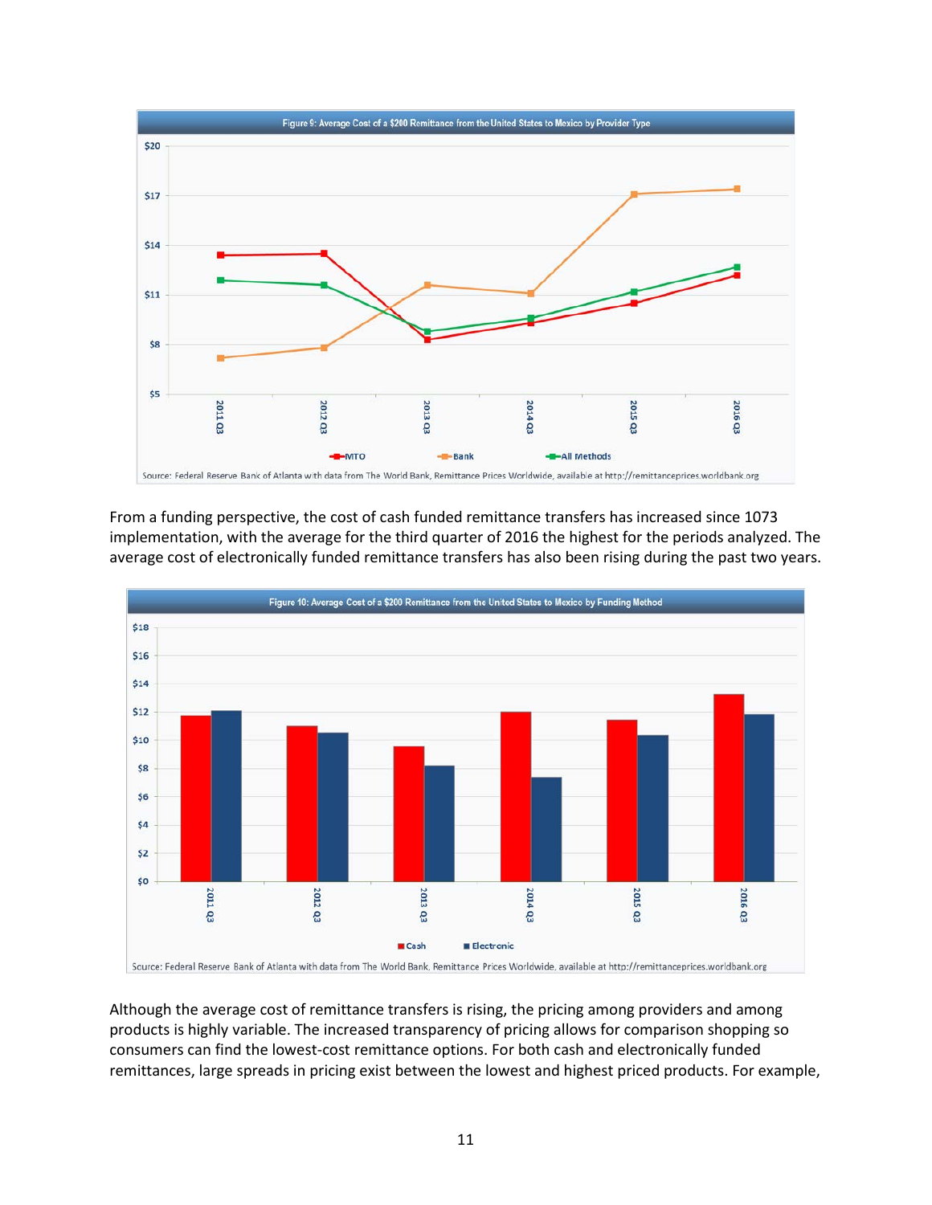Figure 9: Average Cost of a $200 Remittance from the United States to Mexico by Provider Type

Source: Federal Reserve Bank of Atlanta with data from The World Bank, Remittance Prices Worldwide, available at http://remittanceprices.worldbank.org

From a funding perspective, the cost of cash funded remittance transfers has increased since 1073 implementation, with the average for the third quarter of 2016 the highest for the periods analyzed. The average cost of electronically funded remittance transfers has also been rising during the past two years.

Figure 10: Average Cost of a $200 Remittance from the United States to Mexico by Funding Method

Source: Federal Reserve Bank of Atlanta with data from The World Bank, Remittance Prices Worldwide, available at http://remittanceprices.worldbank.org

Although the average cost of remittance transfers is rising, the pricing among providers and among products is highly variable. The increased transparency of pricing allows for comparison shopping so consumers can find the lowest-cost remittance options. For both cash and electronically funded remittances, large spreads in pricing exist between the lowest and highest priced products. For example,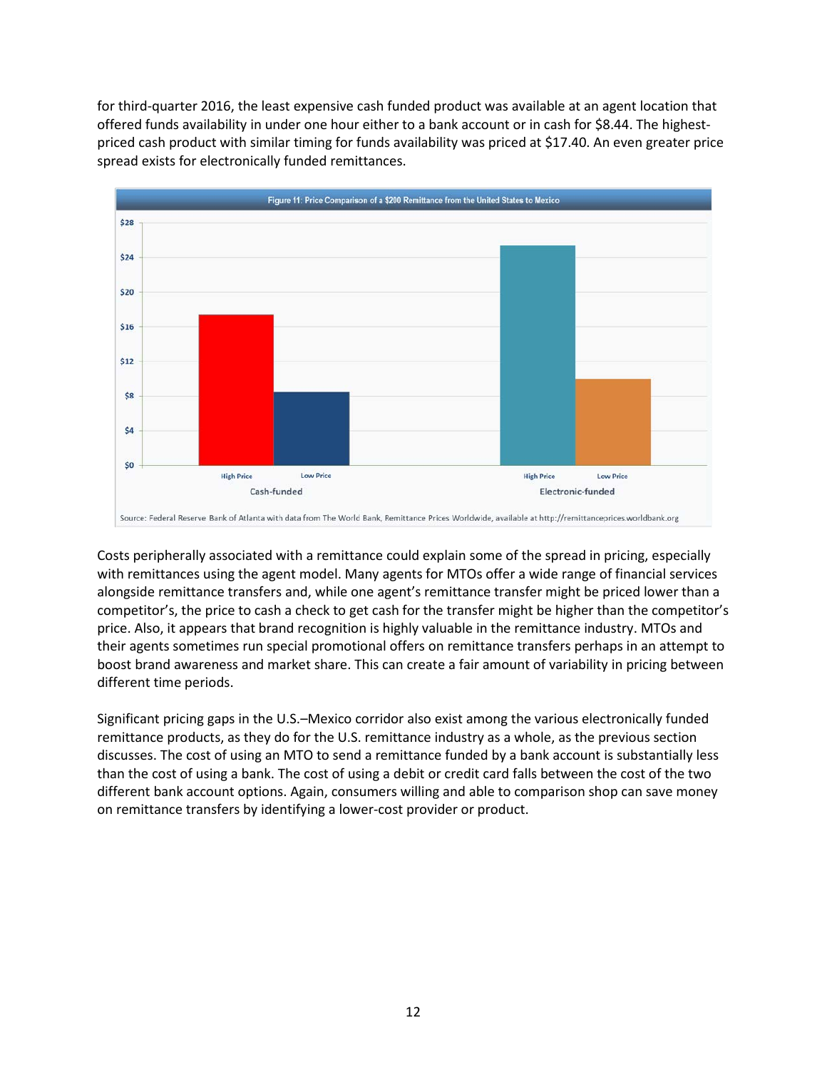for third-quarter 2016, the least expensive cash funded product was available at an agent location that offered funds availability in under one hour either to a bank account or in cash for $8.44. The highest-priced cash product with similar timing for funds availability was priced at $17.40. An even greater price spread exists for electronically funded remittances.

Figure 11: Price Comparison of a $200 Remittance from the United States to Mexico

Source: Federal Reserve Bank of Atlanta with data from The World Bank, Remittance Prices Worldwide, available at http://remittanceprices.worldbank.org

Costs peripherally associated with a remittance could explain some of the spread in pricing, especially with remittances using the agent model. Many agents for MTOs offer a wide range of financial services alongside remittance transfers and, while one agent's remittance transfer might be priced lower than a competitor's, the price to cash a check to get cash for the transfer might be higher than the competitor's price. Also, it appears that brand recognition is highly valuable in the remittance industry. MTOs and their agents sometimes run special promotional offers on remittance transfers perhaps in an attempt to boost brand awareness and market share. This can create a fair amount of variability in pricing between different time periods.

Significant pricing gaps in the U.S.–Mexico corridor also exist among the various electronically funded remittance products, as they do for the U.S. remittance industry as a whole, as the previous section discusses. The cost of using an MTO to send a remittance funded by a bank account is substantially less than the cost of using a bank. The cost of using a debit or credit card falls between the cost of the two different bank account options. Again, consumers willing and able to comparison shop can save money on remittance transfers by identifying a lower-cost provider or product.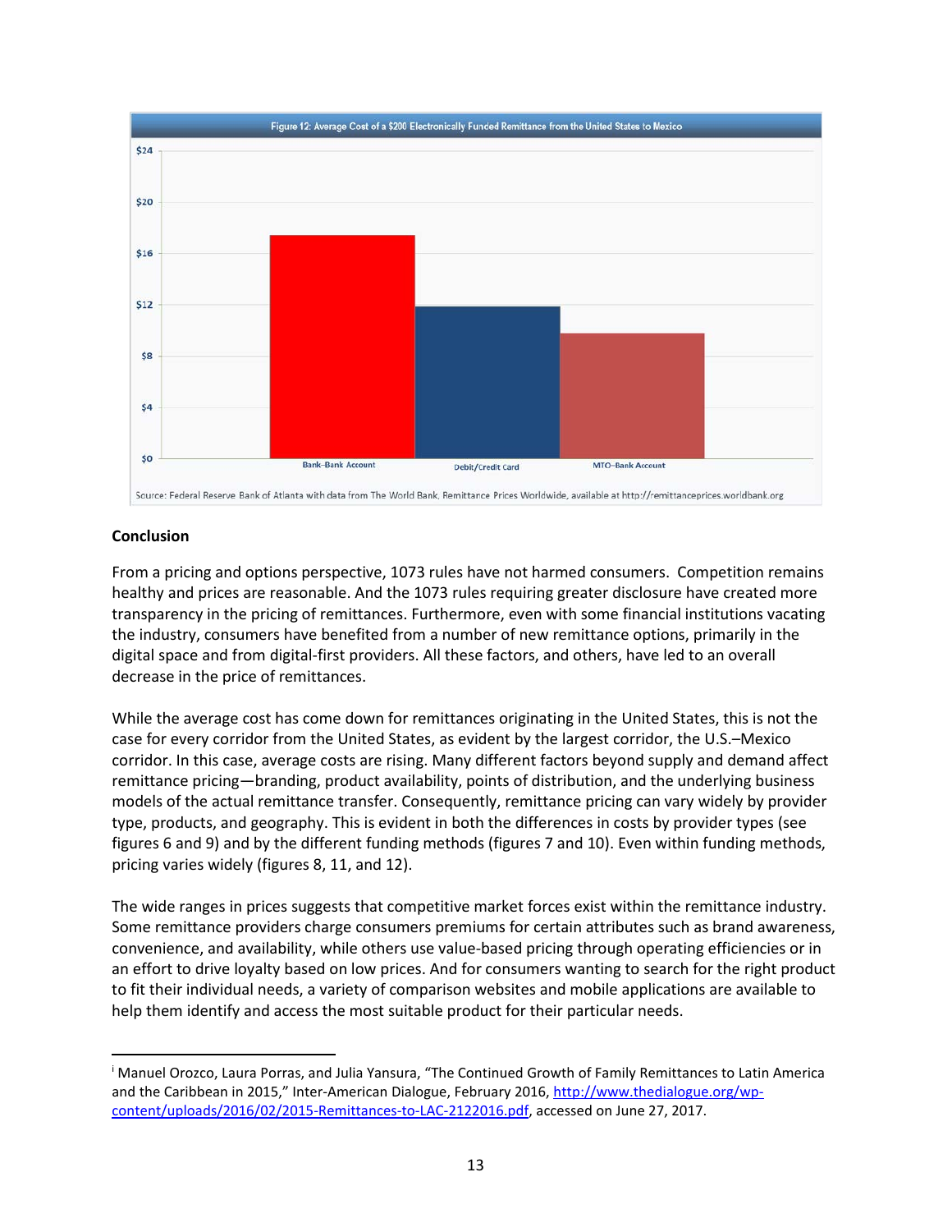Figure 12: Average Cost of a $200 Electronically Funded Remittance from the United States to Mexico

Source: Federal Reserve Bank of Atlanta with data from The World Bank, Remittance Prices Worldwide, available at http://remittanceprices.worldbank.org

**Conclusion**

From a pricing and options perspective, 1073 rules have not harmed consumers. Competition remains healthy and prices are reasonable. And the 1073 rules requiring greater disclosure have created more transparency in the pricing of remittances. Furthermore, even with some financial institutions vacating the industry, consumers have benefited from a number of new remittance options, primarily in the digital space and from digital-first providers. All these factors, and others, have led to an overall decrease in the price of remittances.

While the average cost has come down for remittances originating in the United States, this is not the case for every corridor from the United States, as evident by the largest corridor, the U.S.–Mexico corridor. In this case, average costs are rising. Many different factors beyond supply and demand affect remittance pricing—branding, product availability, points of distribution, and the underlying business models of the actual remittance transfer. Consequently, remittance pricing can vary widely by provider type, products, and geography. This is evident in both the differences in costs by provider types (see figures 6 and 9) and by the different funding methods (figures 7 and 10). Even within funding methods, pricing varies widely (figures 8, 11, and 12).

The wide ranges in prices suggests that competitive market forces exist within the remittance industry. Some remittance providers charge consumers premiums for certain attributes such as brand awareness, convenience, and availability, while others use value-based pricing through operating efficiencies or in an effort to drive loyalty based on low prices. And for consumers wanting to search for the right product to fit their individual needs, a variety of comparison websites and mobile applications are available to help them identify and access the most suitable product for their particular needs.

---

[i] Manuel Orozco, Laura Porras, and Julia Yansura, "The Continued Growth of Family Remittances to Latin America and the Caribbean in 2015," Inter-American Dialogue, February 2016, http://www.thedialogue.org/wp-content/uploads/2016/02/2015-Remittances-to-LAC-2122016.pdf, accessed on June 27, 2017.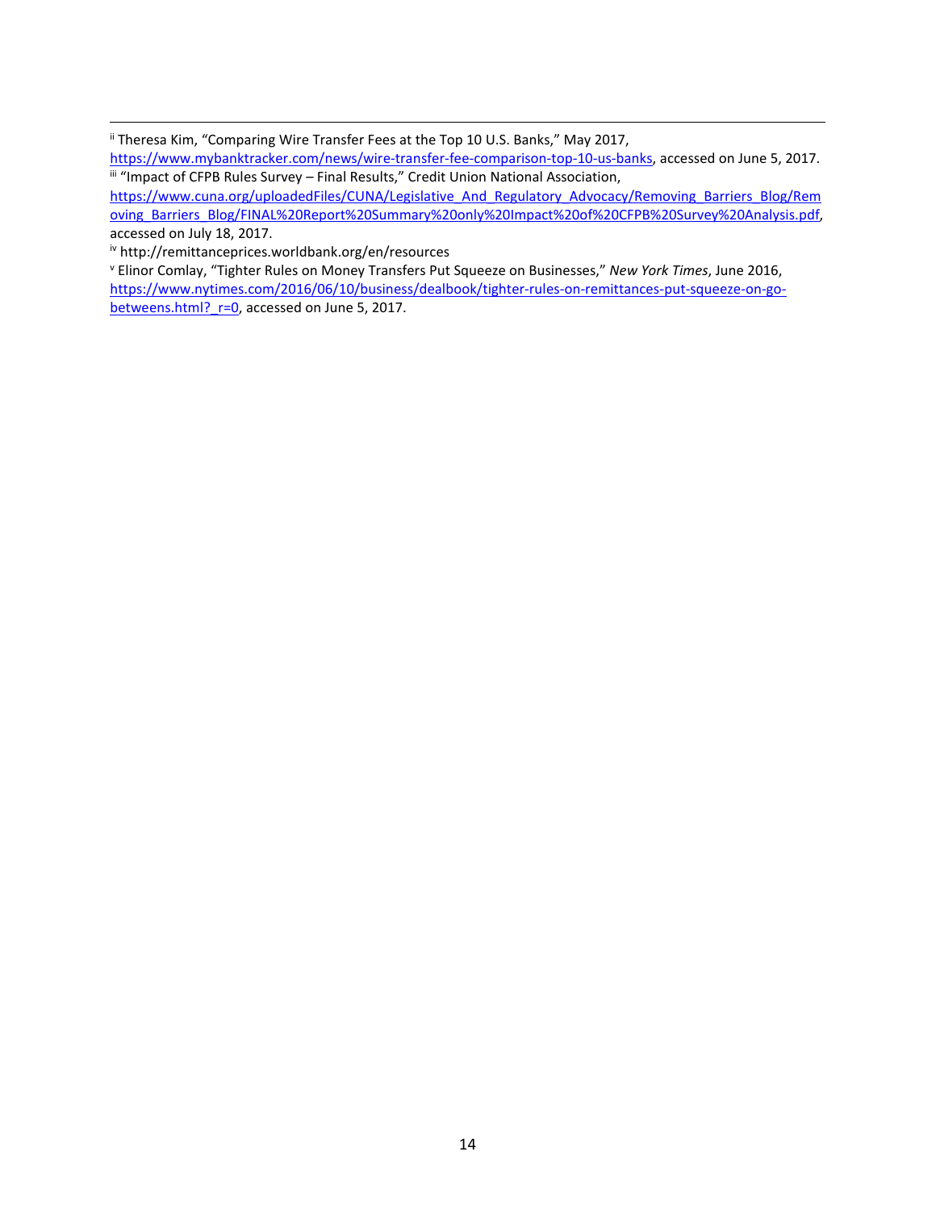[ii] Theresa Kim, “Comparing Wire Transfer Fees at the Top 10 U.S. Banks,” May 2017, https://www.mybanktracker.com/news/wire-transfer-fee-comparison-top-10-us-banks, accessed on June 5, 2017.

[iii] “Impact of CFPB Rules Survey – Final Results,” Credit Union National Association, https://www.cuna.org/uploadedFiles/CUNA/Legislative_And_Regulatory_Advocacy/Removing_Barriers_Blog/Removing_Barriers_Blog/FINAL%20Report%20Summary%20only%20Impact%20of%20CFPB%20Survey%20Analysis.pdf, accessed on July 18, 2017.

[iv] http://remittanceprices.worldbank.org/en/resources

[v] Elinor Comlay, “Tighter Rules on Money Transfers Put Squeeze on Businesses,” *New York Times*, June 2016, https://www.nytimes.com/2016/06/10/business/dealbook/tighter-rules-on-remittances-put-squeeze-on-go-betweens.html?_r=0, accessed on June 5, 2017.